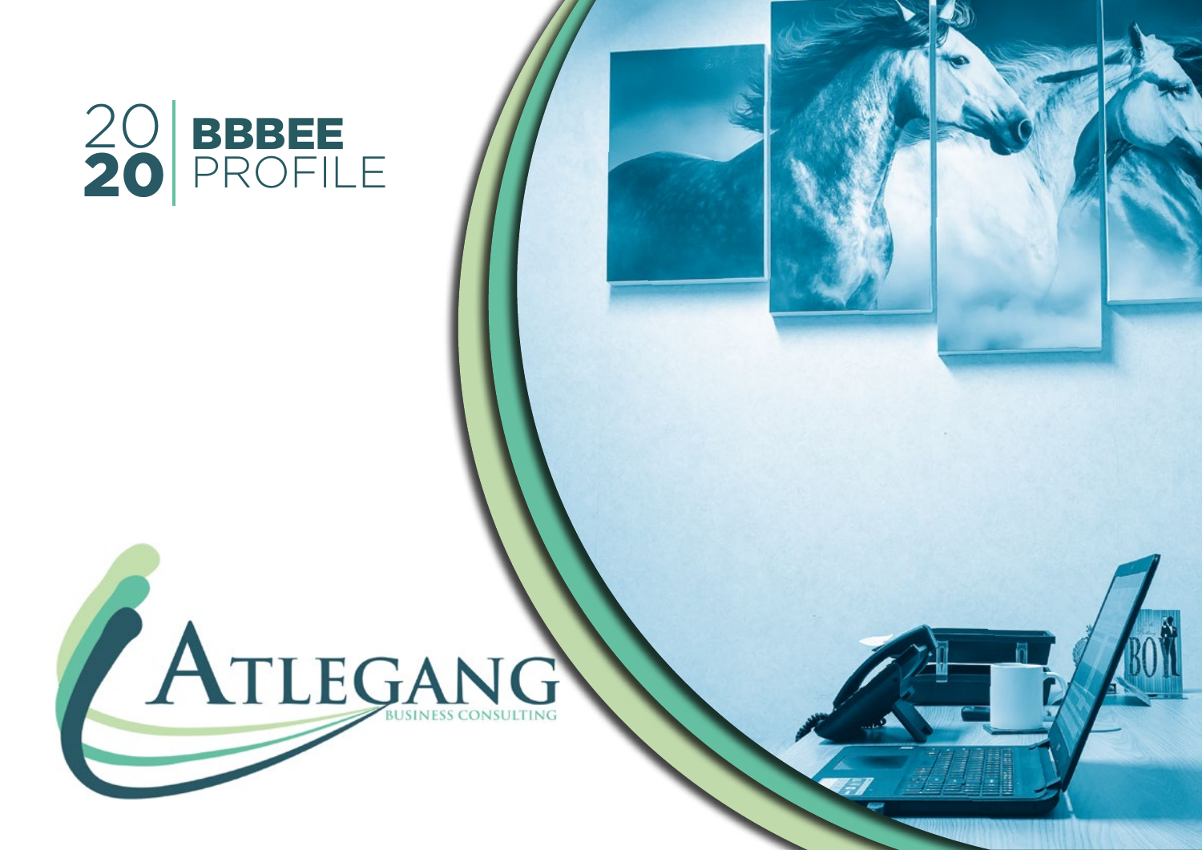# 2020 BBBEE PROFILE

ATLEGANG

BUSINESS CONSULTING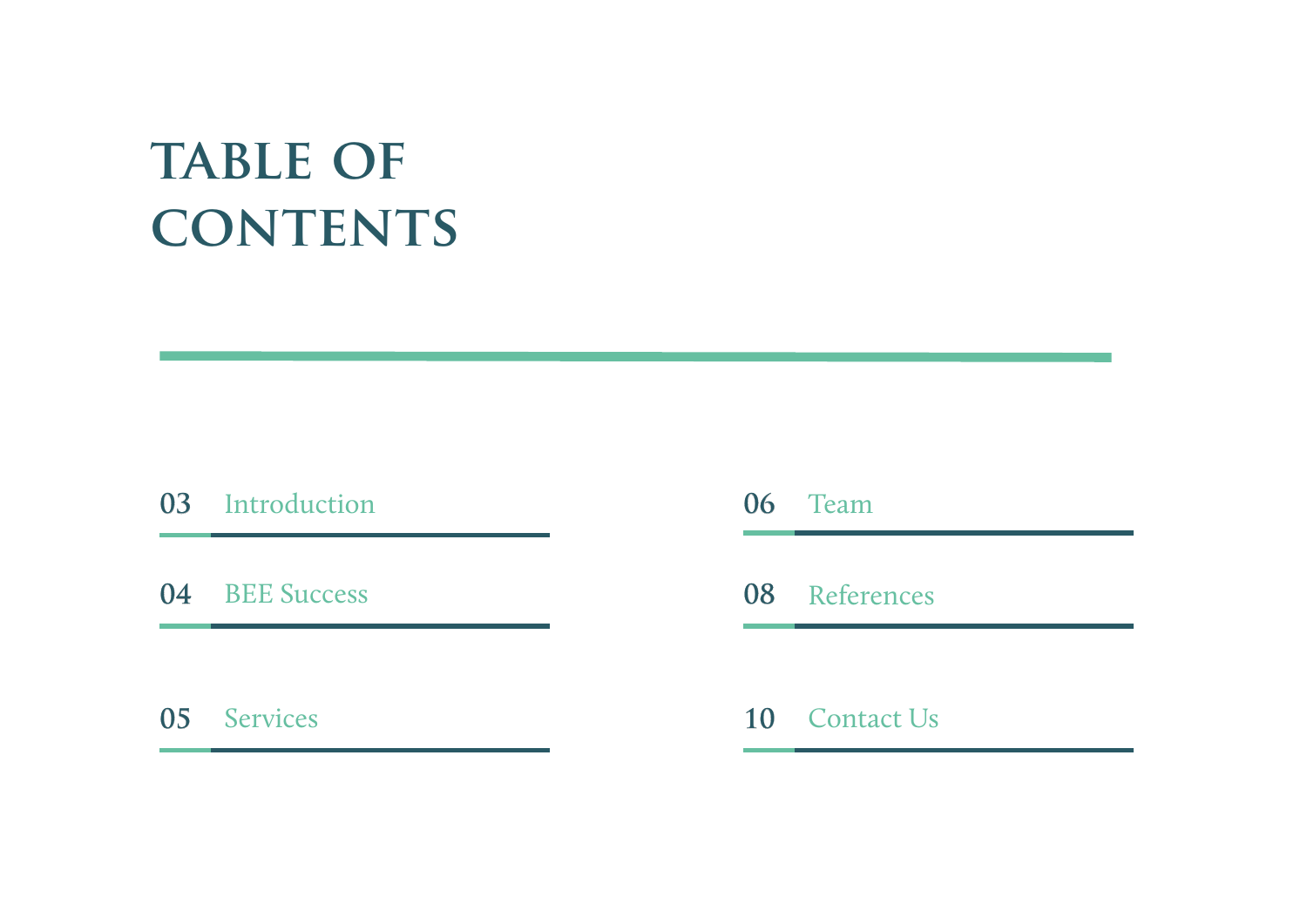# TABLE OF CONTENTS

- 03 Introduction
- 04 BEE Success
- 05 Services
- 06 Team
- 08 References
- 10 Contact Us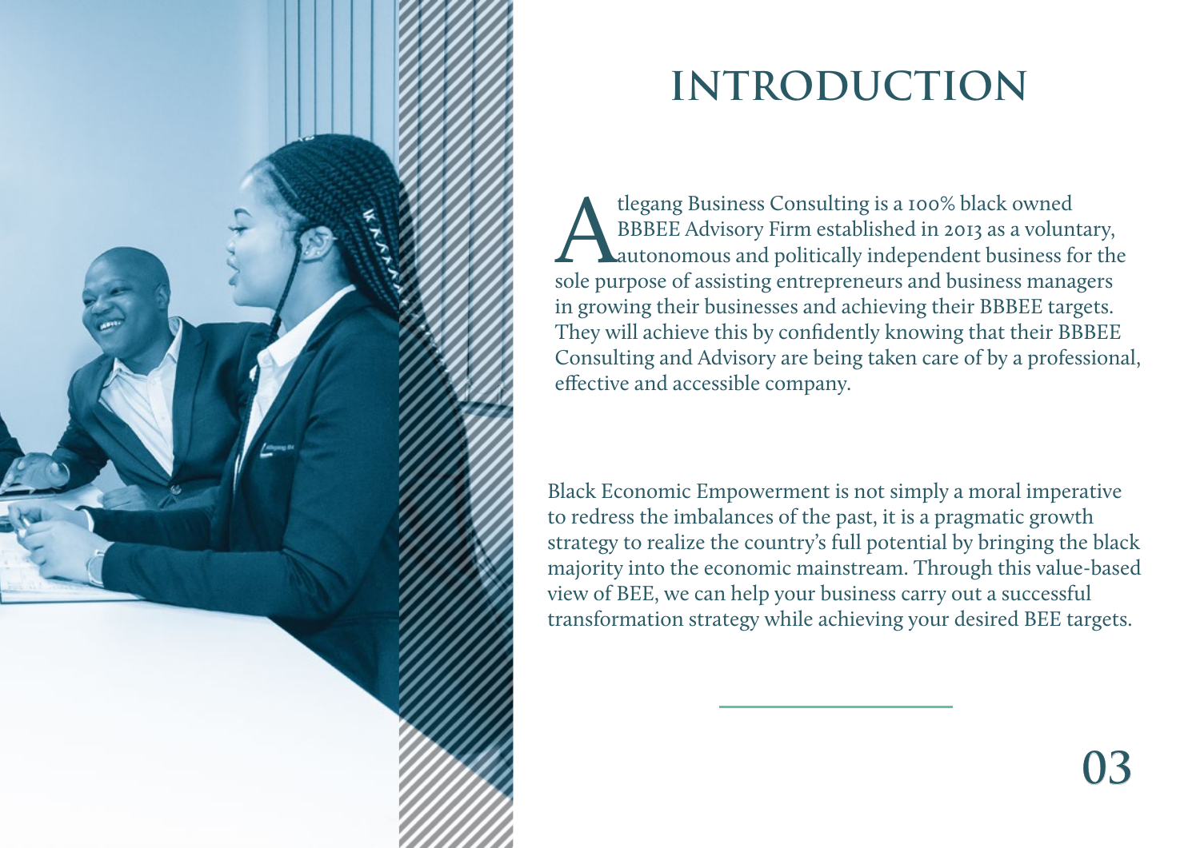# INTRODUCTION

Atlegang Business Consulting is a 100% black owned BBBEE Advisory Firm established in 2013 as a voluntary, autonomous and politically independent business for the sole purpose of assisting entrepreneurs and business managers in growing their businesses and achieving their BBBEE targets. They will achieve this by confidently knowing that their BBBEE Consulting and Advisory are being taken care of by a professional, effective and accessible company.

Black Economic Empowerment is not simply a moral imperative to redress the imbalances of the past, it is a pragmatic growth strategy to realize the country's full potential by bringing the black majority into the economic mainstream. Through this value-based view of BEE, we can help your business carry out a successful transformation strategy while achieving your desired BEE targets.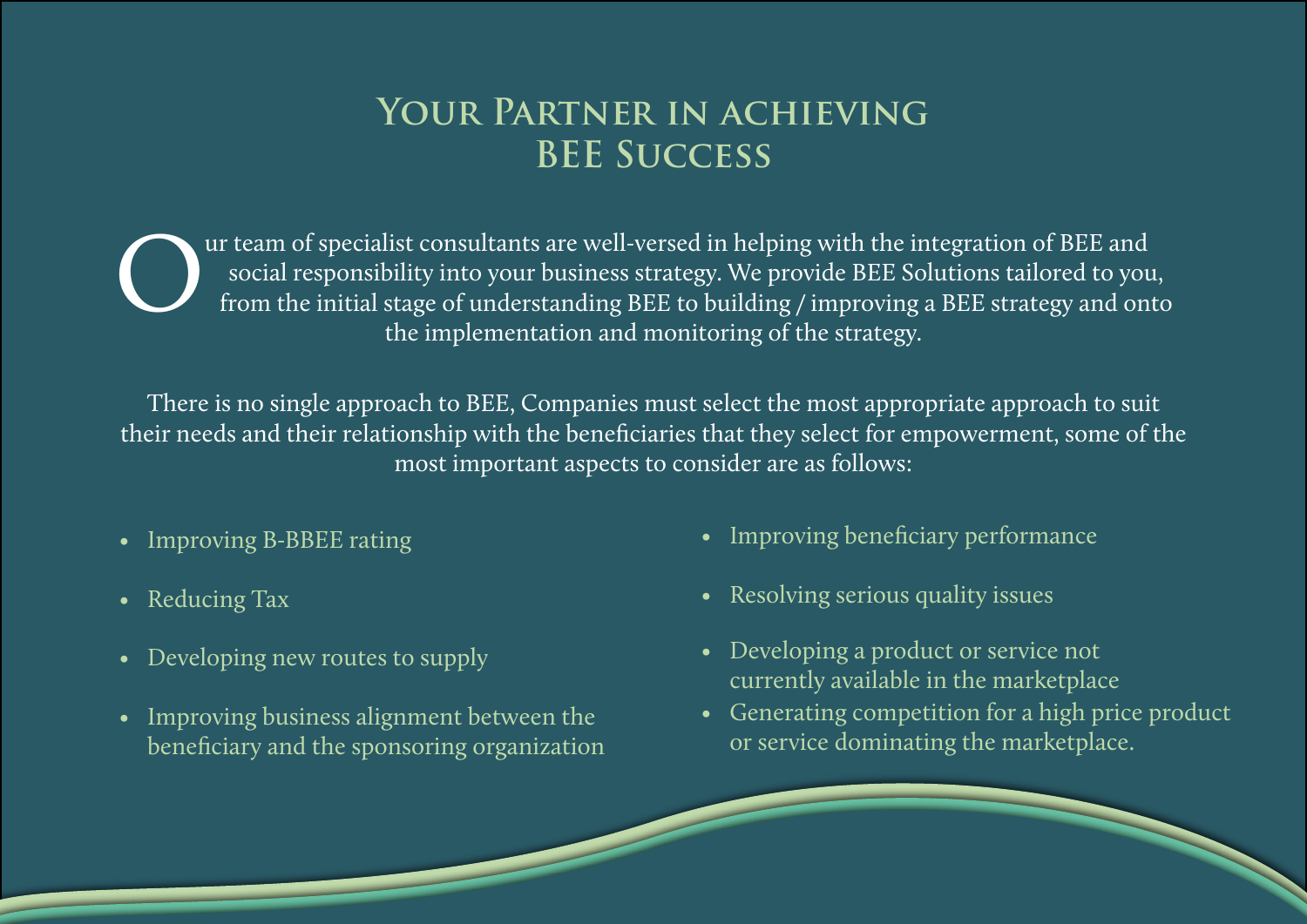# Your Partner in achieving BEE Success

Our team of specialist consultants are well-versed in helping with the integration of BEE and social responsibility into your business strategy. We provide BEE Solutions tailored to you, from the initial stage of understanding BEE to building / improving a BEE strategy and onto the implementation and monitoring of the strategy.

There is no single approach to BEE, Companies must select the most appropriate approach to suit their needs and their relationship with the beneficiaries that they select for empowerment, some of the most important aspects to consider are as follows:

- Improving B-BBEE rating
- Reducing Tax
- Developing new routes to supply
- Improving business alignment between the beneficiary and the sponsoring organization
- Improving beneficiary performance
- Resolving serious quality issues
- Developing a product or service not currently available in the marketplace
- Generating competition for a high price product or service dominating the marketplace.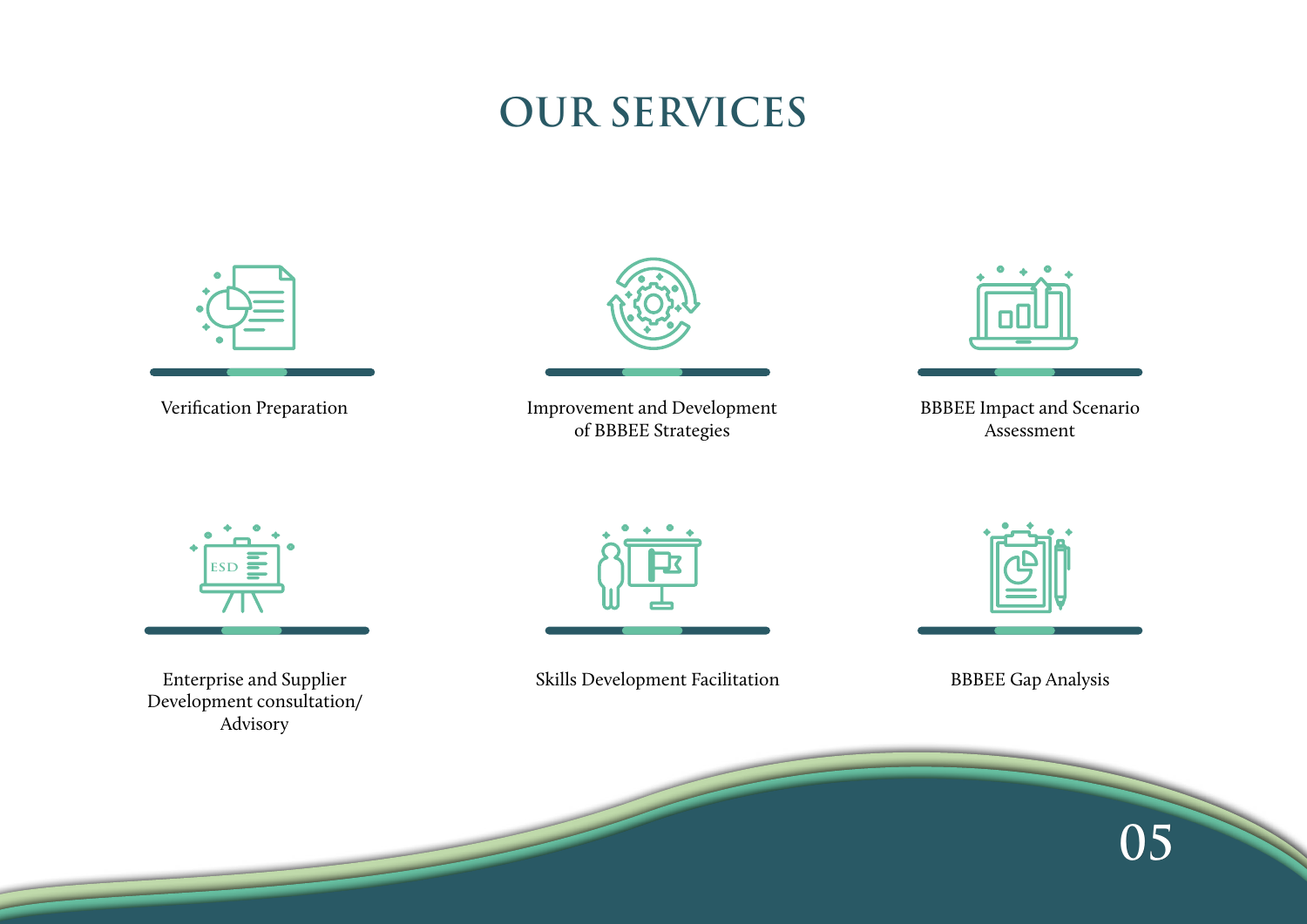# OUR SERVICES

- Verification Preparation
- Improvement and Development of BBBEE Strategies
- BBBEE Impact and Scenario Assessment
- Enterprise and Supplier Development consultation/ Advisory
- Skills Development Facilitation
- BBBEE Gap Analysis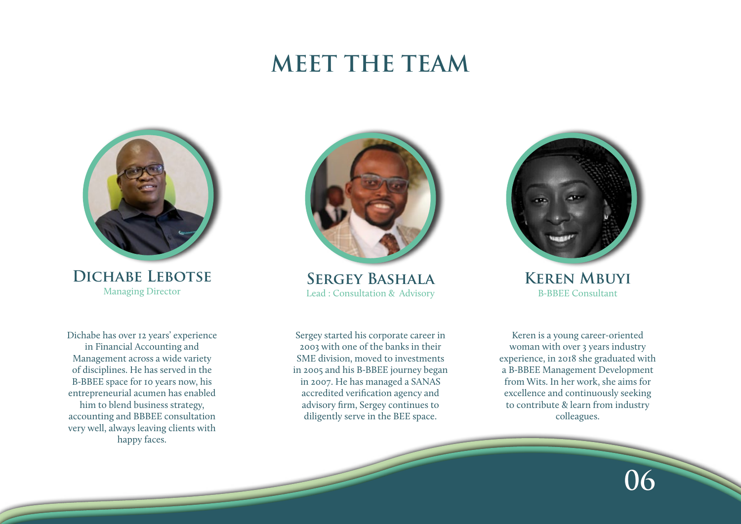# MEET THE TEAM

## Dichabe Lebotse

Managing Director

Dichabe has over 12 years' experience in Financial Accounting and Management across a wide variety of disciplines. He has served in the B-BBEE space for 10 years now, his entrepreneurial acumen has enabled him to blend business strategy, accounting and BBBEE consultation very well, always leaving clients with happy faces.

## Sergey Bashala

Lead : Consultation & Advisory

Sergey started his corporate career in 2003 with one of the banks in their SME division, moved to investments in 2005 and his B-BBEE journey began in 2007. He has managed a SANAS accredited verification agency and advisory firm, Sergey continues to diligently serve in the BEE space.

## Keren Mbuyi

B-BBEE Consultant

Keren is a young career-oriented woman with over 3 years industry experience, in 2018 she graduated with a B-BBEE Management Development from Wits. In her work, she aims for excellence and continuously seeking to contribute & learn from industry colleagues.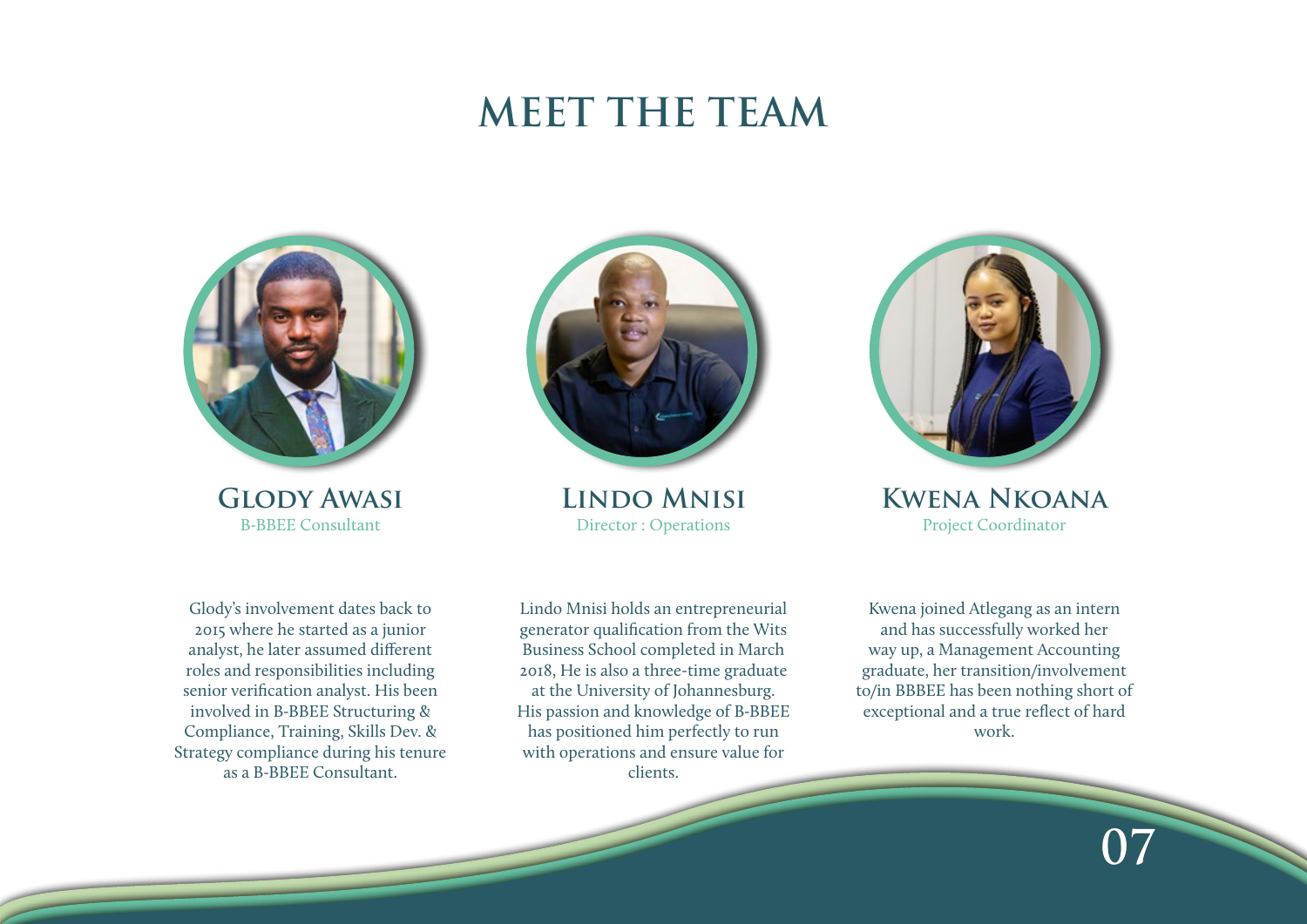# MEET THE TEAM

### Glody Awasi

B-BBEE Consultant

Glody's involvement dates back to 2015 where he started as a junior analyst, he later assumed different roles and responsibilities including senior verification analyst. His been involved in B-BBEE Structuring & Compliance, Training, Skills Dev. & Strategy compliance during his tenure as a B-BBEE Consultant.

### Lindo Mnisi

Director : Operations

Lindo Mnisi holds an entrepreneurial generator qualification from the Wits Business School completed in March 2018, He is also a three-time graduate at the University of Johannesburg. His passion and knowledge of B-BBEE has positioned him perfectly to run with operations and ensure value for clients.

### Kwena Nkoana

Project Coordinator

Kwena joined Atlegang as an intern and has successfully worked her way up, a Management Accounting graduate, her transition/involvement to/in BBBEE has been nothing short of exceptional and a true reflect of hard work.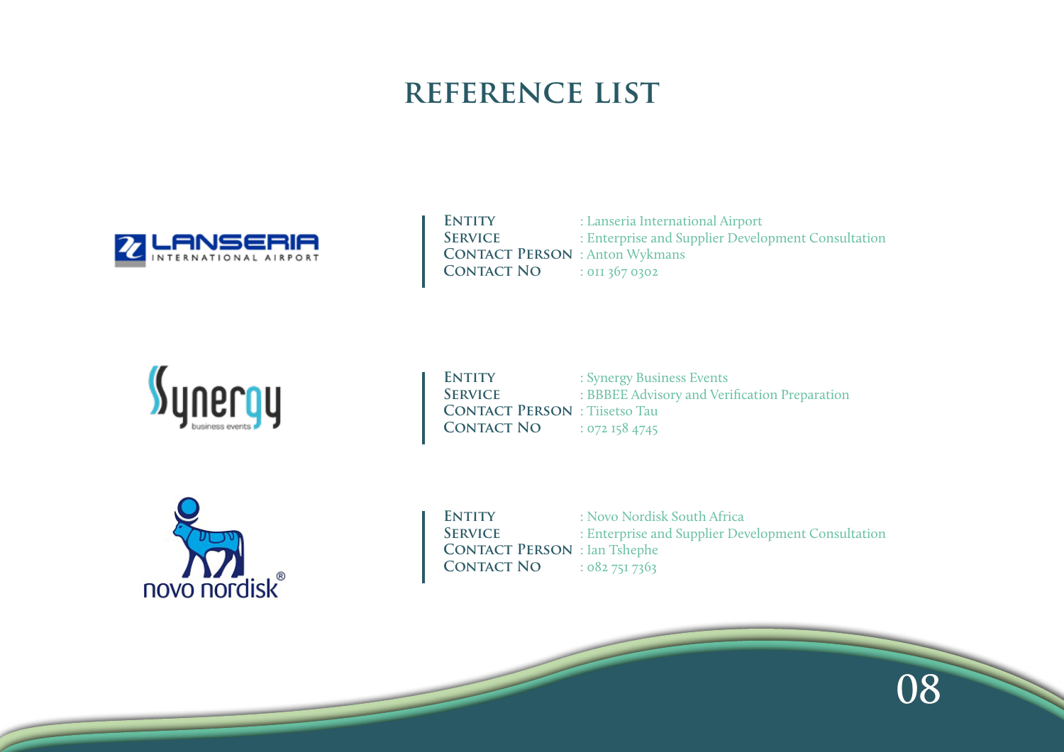# REFERENCE LIST

**Entity** : Lanseria International Airport
**Service** : Enterprise and Supplier Development Consultation
**Contact Person** : Anton Wykmans
**Contact No** : 011 367 0302

**Entity** : Synergy Business Events
**Service** : BBBEE Advisory and Verification Preparation
**Contact Person** : Tiisetso Tau
**Contact No** : 072 158 4745

**Entity** : Novo Nordisk South Africa
**Service** : Enterprise and Supplier Development Consultation
**Contact Person** : Ian Tshephe
**Contact No** : 082 751 7363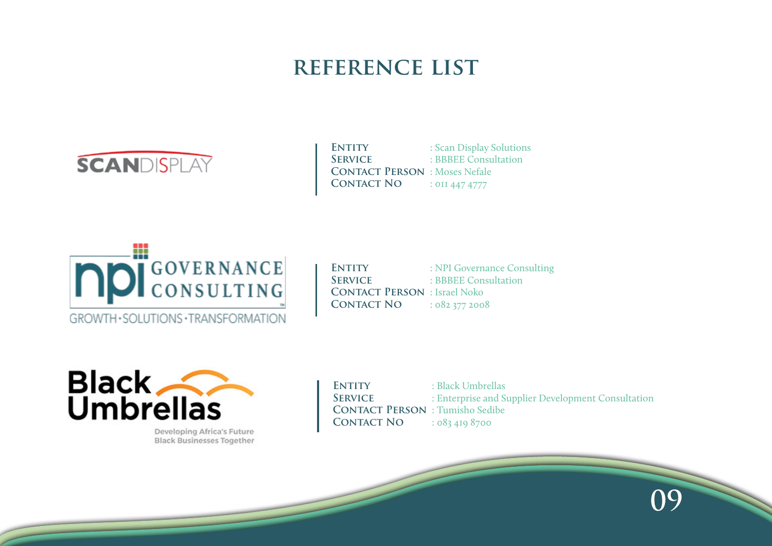# REFERENCE LIST

SCANDISPLAY

**Entity** : Scan Display Solutions
**Service** : BBBEE Consultation
**Contact Person** : Moses Nefale
**Contact No** : 011 447 4777

npi GOVERNANCE CONSULTING
GROWTH·SOLUTIONS·TRANSFORMATION

**Entity** : NPI Governance Consulting
**Service** : BBBEE Consultation
**Contact Person** : Israel Noko
**Contact No** : 082 377 2008

Black Umbrellas
Developing Africa's Future Black Businesses Together

**Entity** : Black Umbrellas
**Service** : Enterprise and Supplier Development Consultation
**Contact Person** : Tumisho Sedibe
**Contact No** : 083 419 8700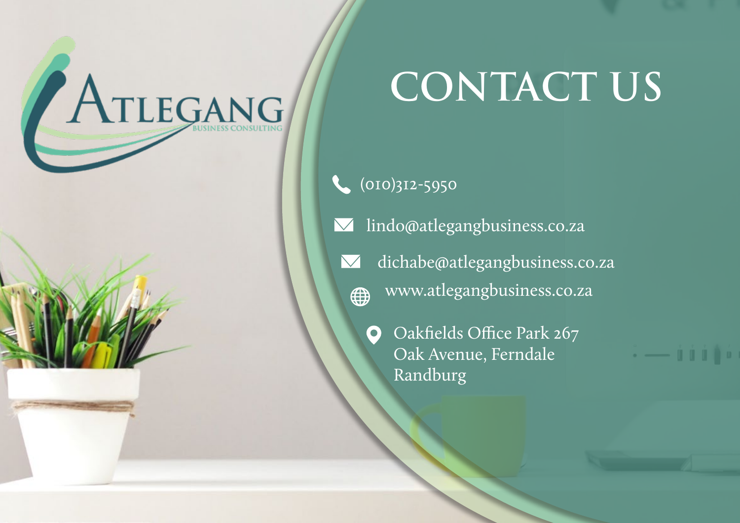ATLEGANG
BUSINESS CONSULTING

# CONTACT US

(010)312-5950

lindo@atlegangbusiness.co.za

dichabe@atlegangbusiness.co.za

www.atlegangbusiness.co.za

Oakfields Office Park 267
Oak Avenue, Ferndale
Randburg